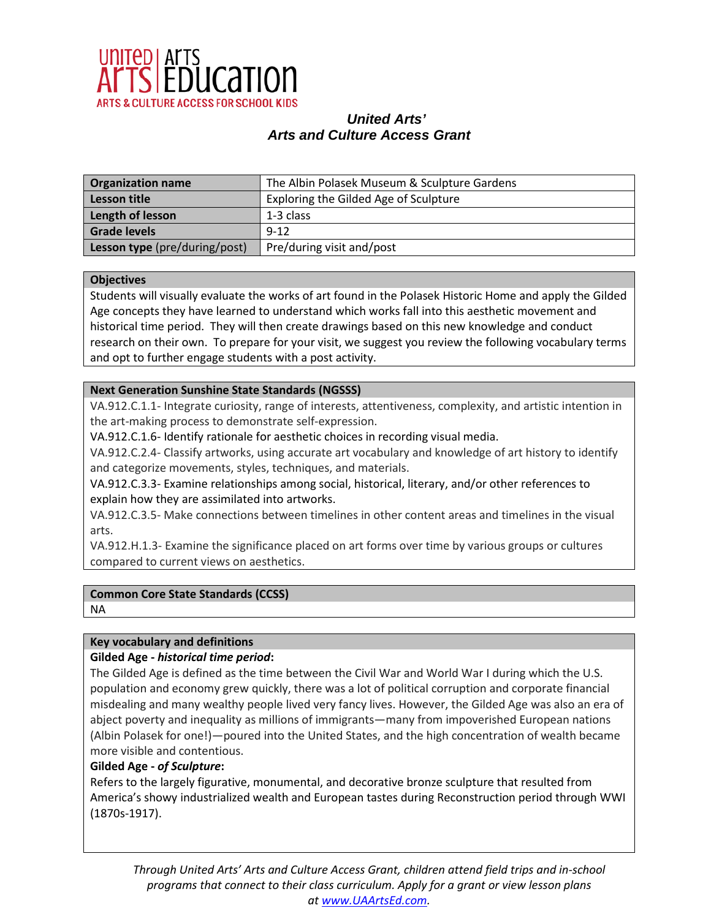UNITED ARTS | ARTS EDUCATION
ARTS & CULTURE ACCESS FOR SCHOOL KIDS

***United Arts'***
***Arts and Culture Access Grant***

| **Organization name** | The Albin Polasek Museum & Sculpture Gardens |
|---|---|
| **Lesson title** | Exploring the Gilded Age of Sculpture |
| **Length of lesson** | 1-3 class |
| **Grade levels** | 9-12 |
| **Lesson type** (pre/during/post) | Pre/during visit and/post |

**Objectives**

Students will visually evaluate the works of art found in the Polasek Historic Home and apply the Gilded Age concepts they have learned to understand which works fall into this aesthetic movement and historical time period. They will then create drawings based on this new knowledge and conduct research on their own. To prepare for your visit, we suggest you review the following vocabulary terms and opt to further engage students with a post activity.

**Next Generation Sunshine State Standards (NGSSS)**

VA.912.C.1.1- Integrate curiosity, range of interests, attentiveness, complexity, and artistic intention in the art-making process to demonstrate self-expression.
VA.912.C.1.6- Identify rationale for aesthetic choices in recording visual media.
VA.912.C.2.4- Classify artworks, using accurate art vocabulary and knowledge of art history to identify and categorize movements, styles, techniques, and materials.
VA.912.C.3.3- Examine relationships among social, historical, literary, and/or other references to explain how they are assimilated into artworks.
VA.912.C.3.5- Make connections between timelines in other content areas and timelines in the visual arts.
VA.912.H.1.3- Examine the significance placed on art forms over time by various groups or cultures compared to current views on aesthetics.

**Common Core State Standards (CCSS)**

NA

**Key vocabulary and definitions**

**Gilded Age - *historical time period*:**
The Gilded Age is defined as the time between the Civil War and World War I during which the U.S. population and economy grew quickly, there was a lot of political corruption and corporate financial misdealing and many wealthy people lived very fancy lives. However, the Gilded Age was also an era of abject poverty and inequality as millions of immigrants—many from impoverished European nations (Albin Polasek for one!)—poured into the United States, and the high concentration of wealth became more visible and contentious.

**Gilded Age - *of Sculpture*:**
Refers to the largely figurative, monumental, and decorative bronze sculpture that resulted from America's showy industrialized wealth and European tastes during Reconstruction period through WWI (1870s-1917).

*Through United Arts' Arts and Culture Access Grant, children attend field trips and in-school programs that connect to their class curriculum. Apply for a grant or view lesson plans at [www.UAArtsEd.com](http://www.UAArtsEd.com).*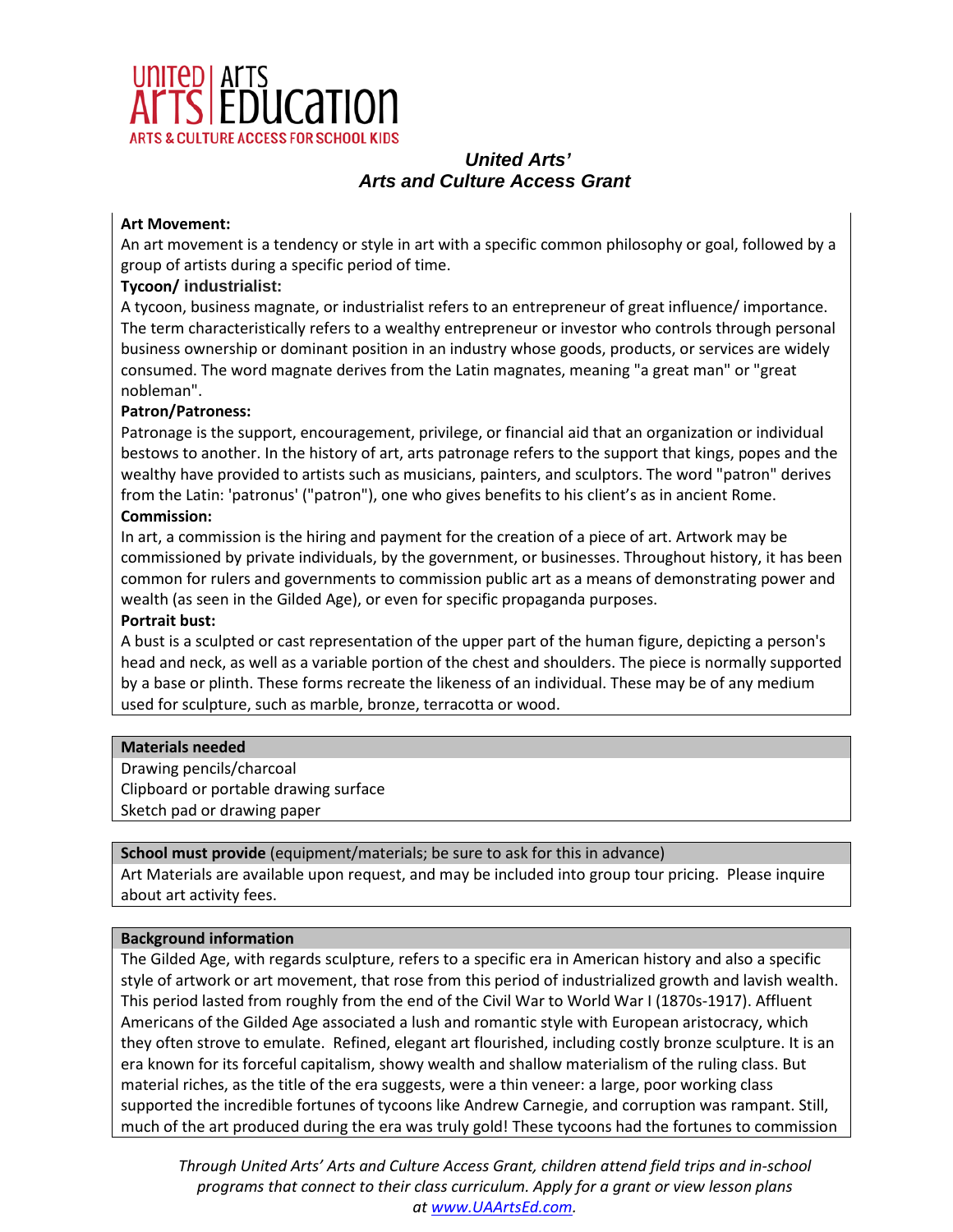**Art Movement:**

An art movement is a tendency or style in art with a specific common philosophy or goal, followed by a group of artists during a specific period of time.

**Tycoon/ industrialist:**

A tycoon, business magnate, or industrialist refers to an entrepreneur of great influence/ importance. The term characteristically refers to a wealthy entrepreneur or investor who controls through personal business ownership or dominant position in an industry whose goods, products, or services are widely consumed. The word magnate derives from the Latin magnates, meaning "a great man" or "great nobleman".

**Patron/Patroness:**

Patronage is the support, encouragement, privilege, or financial aid that an organization or individual bestows to another. In the history of art, arts patronage refers to the support that kings, popes and the wealthy have provided to artists such as musicians, painters, and sculptors. The word "patron" derives from the Latin: 'patronus' ("patron"), one who gives benefits to his client's as in ancient Rome.

**Commission:**

In art, a commission is the hiring and payment for the creation of a piece of art. Artwork may be commissioned by private individuals, by the government, or businesses. Throughout history, it has been common for rulers and governments to commission public art as a means of demonstrating power and wealth (as seen in the Gilded Age), or even for specific propaganda purposes.

**Portrait bust:**

A bust is a sculpted or cast representation of the upper part of the human figure, depicting a person's head and neck, as well as a variable portion of the chest and shoulders. The piece is normally supported by a base or plinth. These forms recreate the likeness of an individual. These may be of any medium used for sculpture, such as marble, bronze, terracotta or wood.

| **Materials needed** |
|---|
| Drawing pencils/charcoal |
| Clipboard or portable drawing surface |
| Sketch pad or drawing paper |

| **School must provide** (equipment/materials; be sure to ask for this in advance) |
|---|
| Art Materials are available upon request, and may be included into group tour pricing. Please inquire about art activity fees. |

**Background information**

The Gilded Age, with regards sculpture, refers to a specific era in American history and also a specific style of artwork or art movement, that rose from this period of industrialized growth and lavish wealth. This period lasted from roughly from the end of the Civil War to World War I (1870s-1917). Affluent Americans of the Gilded Age associated a lush and romantic style with European aristocracy, which they often strove to emulate. Refined, elegant art flourished, including costly bronze sculpture. It is an era known for its forceful capitalism, showy wealth and shallow materialism of the ruling class. But material riches, as the title of the era suggests, were a thin veneer: a large, poor working class supported the incredible fortunes of tycoons like Andrew Carnegie, and corruption was rampant. Still, much of the art produced during the era was truly gold! These tycoons had the fortunes to commission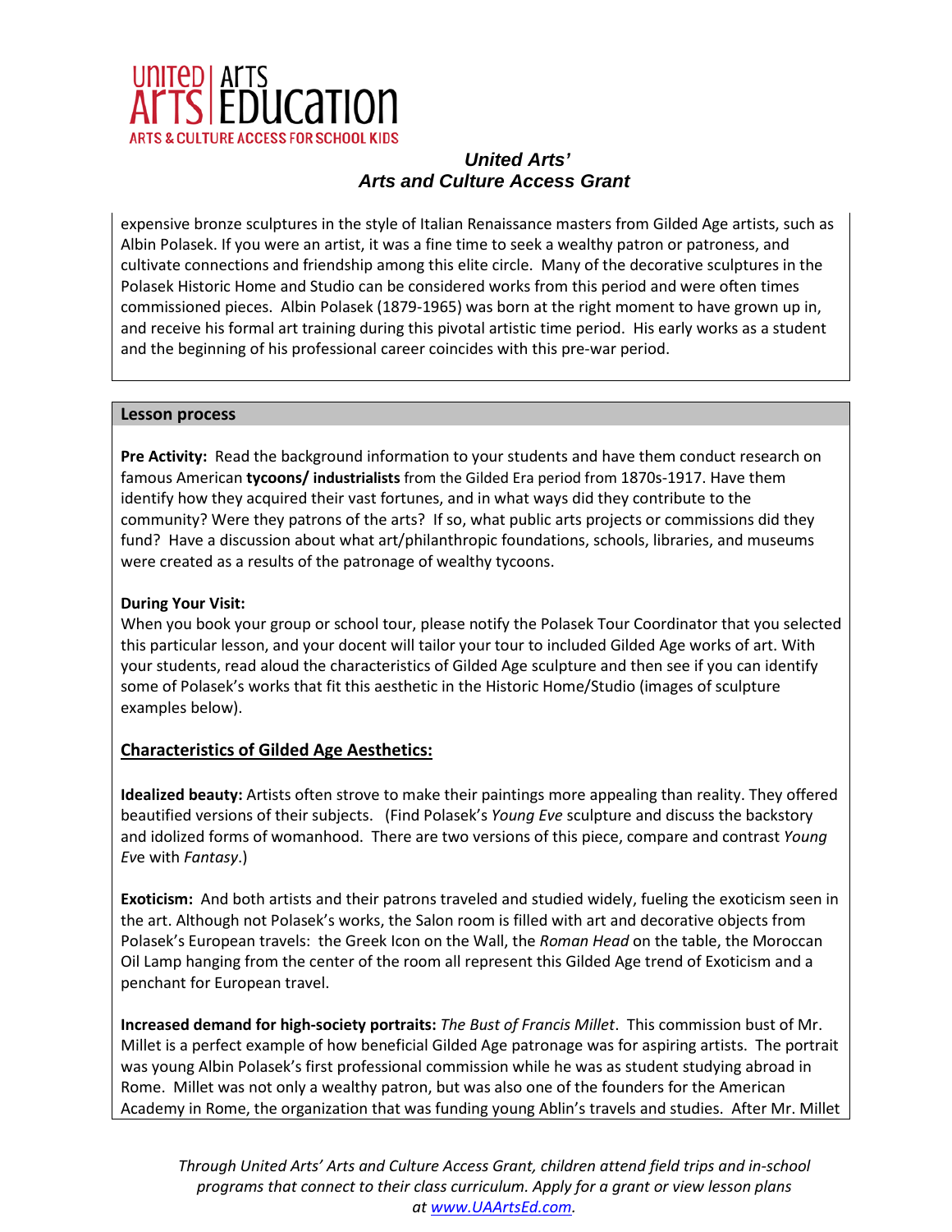expensive bronze sculptures in the style of Italian Renaissance masters from Gilded Age artists, such as Albin Polasek. If you were an artist, it was a fine time to seek a wealthy patron or patroness, and cultivate connections and friendship among this elite circle. Many of the decorative sculptures in the Polasek Historic Home and Studio can be considered works from this period and were often times commissioned pieces. Albin Polasek (1879-1965) was born at the right moment to have grown up in, and receive his formal art training during this pivotal artistic time period. His early works as a student and the beginning of his professional career coincides with this pre-war period.

## Lesson process

**Pre Activity:** Read the background information to your students and have them conduct research on famous American **tycoons/ industrialists** from the Gilded Era period from 1870s-1917. Have them identify how they acquired their vast fortunes, and in what ways did they contribute to the community? Were they patrons of the arts? If so, what public arts projects or commissions did they fund? Have a discussion about what art/philanthropic foundations, schools, libraries, and museums were created as a results of the patronage of wealthy tycoons.

**During Your Visit:**
When you book your group or school tour, please notify the Polasek Tour Coordinator that you selected this particular lesson, and your docent will tailor your tour to included Gilded Age works of art. With your students, read aloud the characteristics of Gilded Age sculpture and then see if you can identify some of Polasek's works that fit this aesthetic in the Historic Home/Studio (images of sculpture examples below).

### Characteristics of Gilded Age Aesthetics:

**Idealized beauty:** Artists often strove to make their paintings more appealing than reality. They offered beautified versions of their subjects. (Find Polasek's *Young Eve* sculpture and discuss the backstory and idolized forms of womanhood. There are two versions of this piece, compare and contrast *Young Eve* with *Fantasy*.)

**Exoticism:** And both artists and their patrons traveled and studied widely, fueling the exoticism seen in the art. Although not Polasek's works, the Salon room is filled with art and decorative objects from Polasek's European travels: the Greek Icon on the Wall, the *Roman Head* on the table, the Moroccan Oil Lamp hanging from the center of the room all represent this Gilded Age trend of Exoticism and a penchant for European travel.

**Increased demand for high-society portraits:** *The Bust of Francis Millet*. This commission bust of Mr. Millet is a perfect example of how beneficial Gilded Age patronage was for aspiring artists. The portrait was young Albin Polasek's first professional commission while he was as student studying abroad in Rome. Millet was not only a wealthy patron, but was also one of the founders for the American Academy in Rome, the organization that was funding young Ablin's travels and studies. After Mr. Millet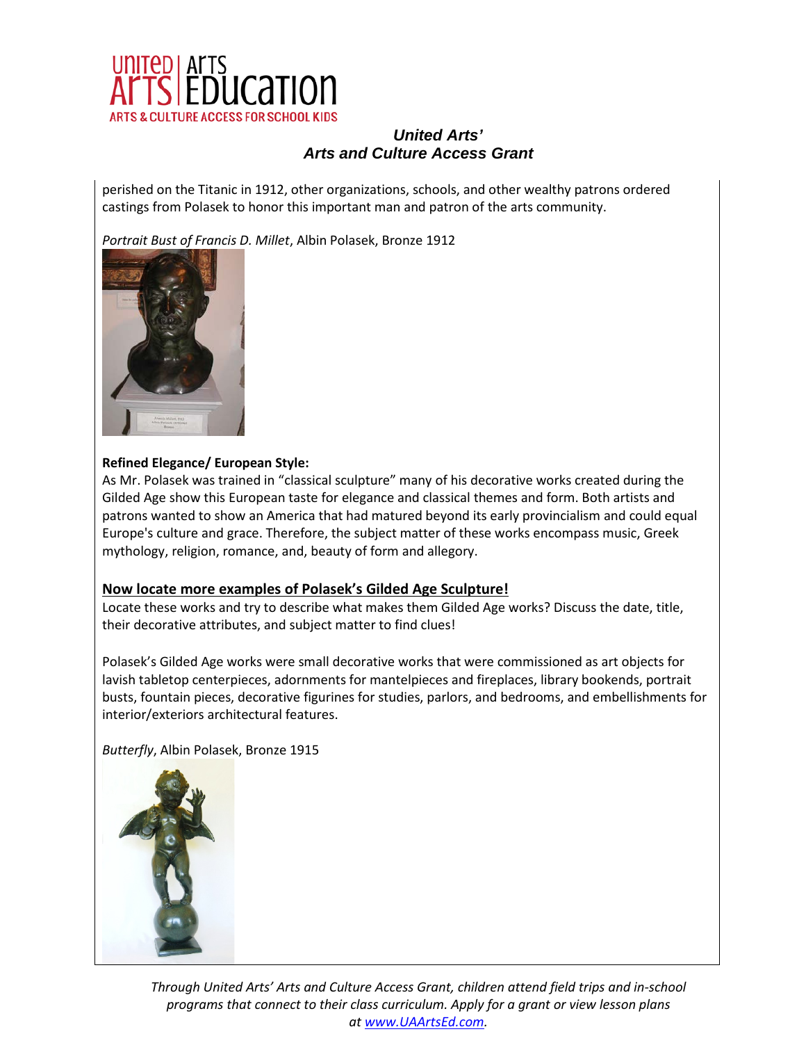perished on the Titanic in 1912, other organizations, schools, and other wealthy patrons ordered castings from Polasek to honor this important man and patron of the arts community.

*Portrait Bust of Francis D. Millet*, Albin Polasek, Bronze 1912

**Refined Elegance/ European Style:**
As Mr. Polasek was trained in "classical sculpture" many of his decorative works created during the Gilded Age show this European taste for elegance and classical themes and form. Both artists and patrons wanted to show an America that had matured beyond its early provincialism and could equal Europe's culture and grace. Therefore, the subject matter of these works encompass music, Greek mythology, religion, romance, and, beauty of form and allegory.

**Now locate more examples of Polasek's Gilded Age Sculpture!**

Locate these works and try to describe what makes them Gilded Age works? Discuss the date, title, their decorative attributes, and subject matter to find clues!

Polasek's Gilded Age works were small decorative works that were commissioned as art objects for lavish tabletop centerpieces, adornments for mantelpieces and fireplaces, library bookends, portrait busts, fountain pieces, decorative figurines for studies, parlors, and bedrooms, and embellishments for interior/exteriors architectural features.

*Butterfly*, Albin Polasek, Bronze 1915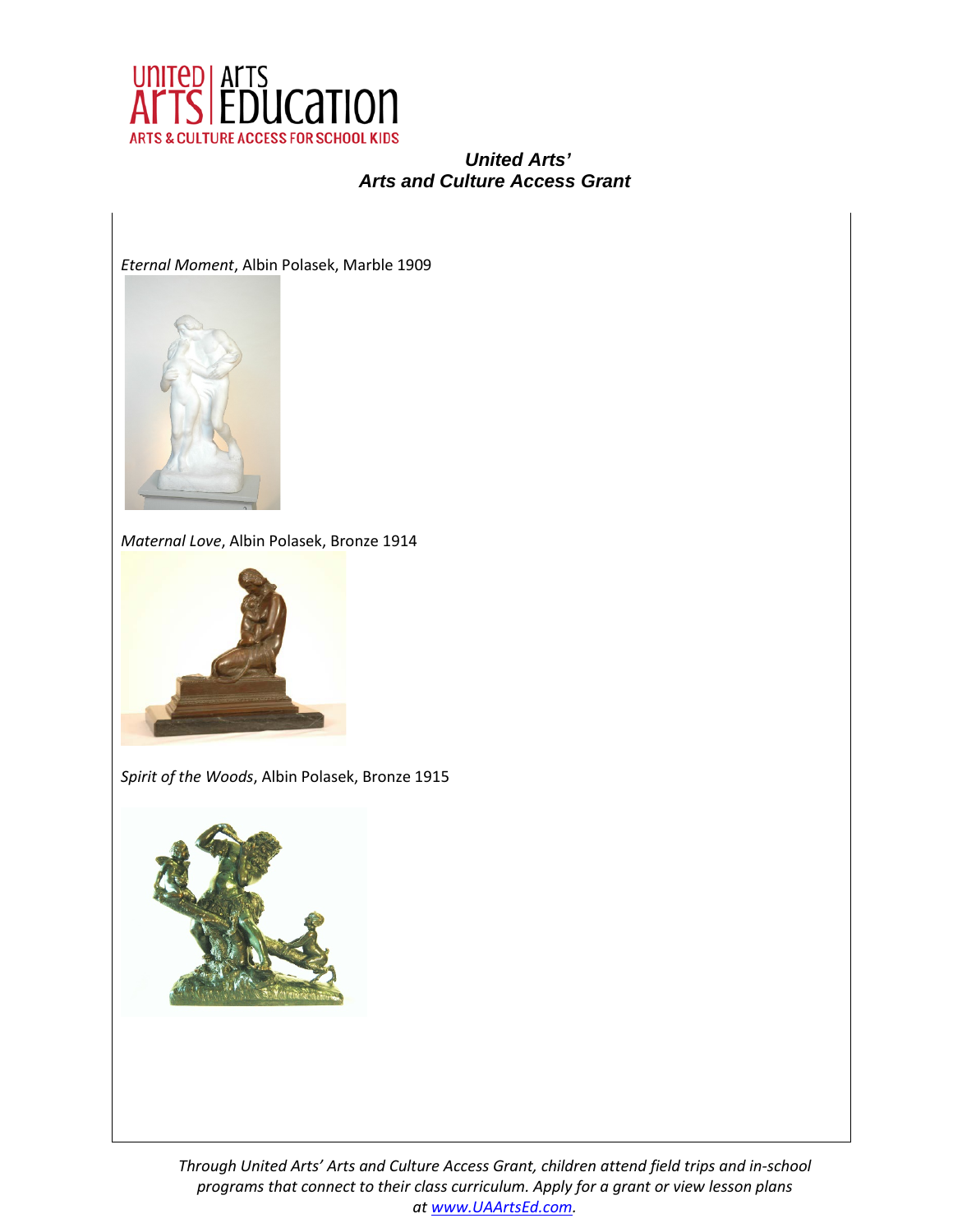*Eternal Moment*, Albin Polasek, Marble 1909

*Maternal Love*, Albin Polasek, Bronze 1914

*Spirit of the Woods*, Albin Polasek, Bronze 1915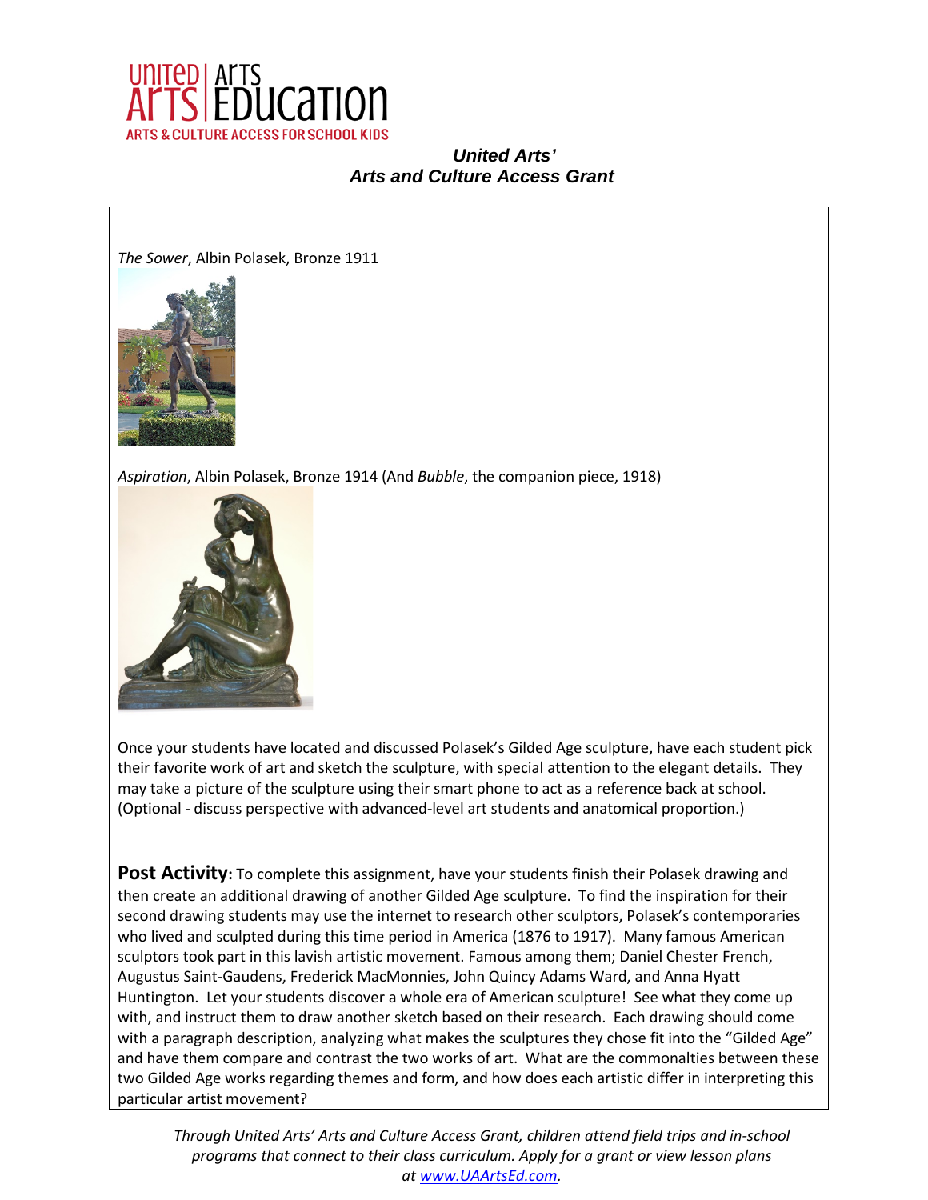**_United Arts'_**
**_Arts and Culture Access Grant_**

*The Sower*, Albin Polasek, Bronze 1911

*Aspiration*, Albin Polasek, Bronze 1914 (And *Bubble*, the companion piece, 1918)

Once your students have located and discussed Polasek's Gilded Age sculpture, have each student pick their favorite work of art and sketch the sculpture, with special attention to the elegant details. They may take a picture of the sculpture using their smart phone to act as a reference back at school. (Optional - discuss perspective with advanced-level art students and anatomical proportion.)

**Post Activity:** To complete this assignment, have your students finish their Polasek drawing and then create an additional drawing of another Gilded Age sculpture. To find the inspiration for their second drawing students may use the internet to research other sculptors, Polasek's contemporaries who lived and sculpted during this time period in America (1876 to 1917). Many famous American sculptors took part in this lavish artistic movement. Famous among them; Daniel Chester French, Augustus Saint-Gaudens, Frederick MacMonnies, John Quincy Adams Ward, and Anna Hyatt Huntington. Let your students discover a whole era of American sculpture! See what they come up with, and instruct them to draw another sketch based on their research. Each drawing should come with a paragraph description, analyzing what makes the sculptures they chose fit into the "Gilded Age" and have them compare and contrast the two works of art. What are the commonalties between these two Gilded Age works regarding themes and form, and how does each artistic differ in interpreting this particular artist movement?

*Through United Arts' Arts and Culture Access Grant, children attend field trips and in-school programs that connect to their class curriculum. Apply for a grant or view lesson plans at [www.UAArtsEd.com](www.UAArtsEd.com).*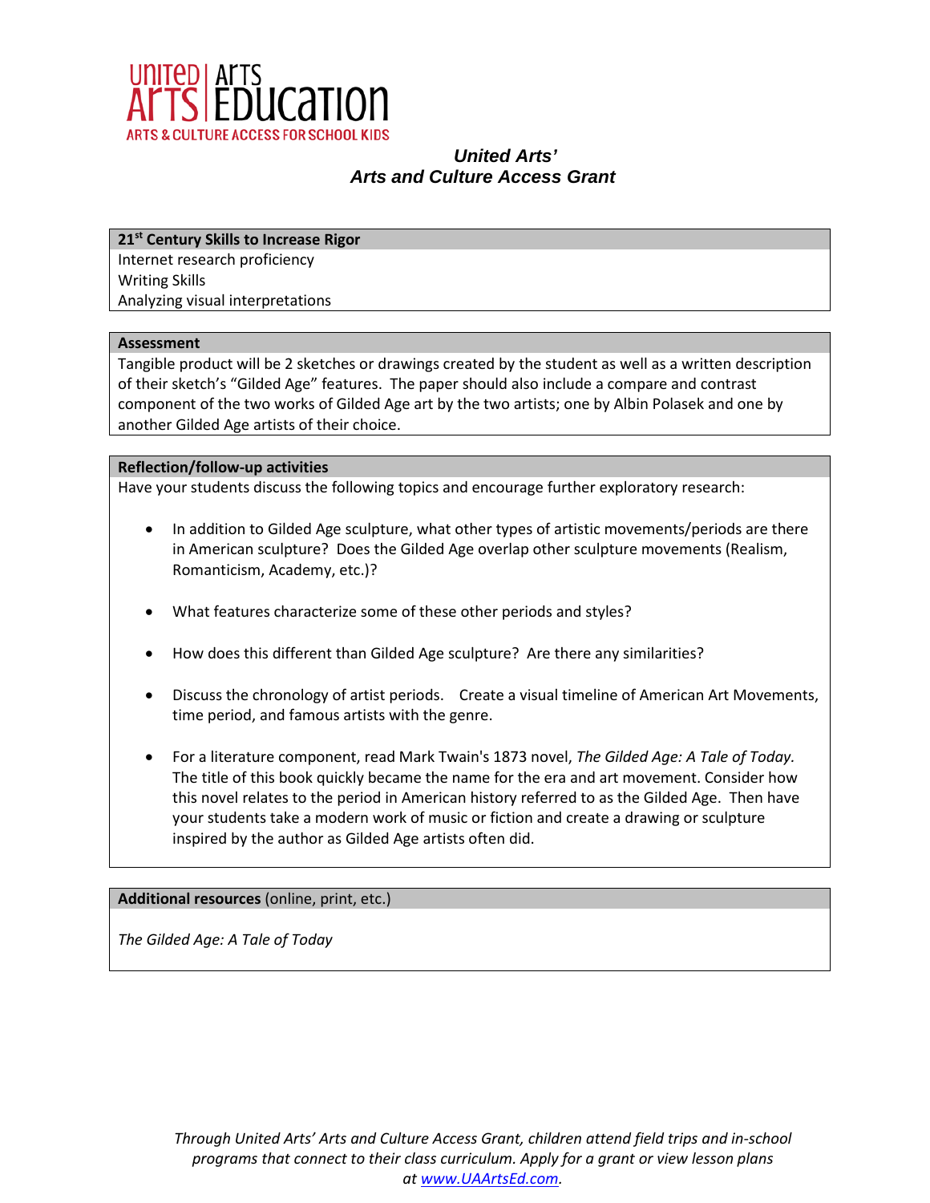**United Arts'**
***Arts and Culture Access Grant***

| 21st Century Skills to Increase Rigor |
| --- |
| Internet research proficiency<br>Writing Skills<br>Analyzing visual interpretations |

| Assessment |
| --- |
| Tangible product will be 2 sketches or drawings created by the student as well as a written description of their sketch's "Gilded Age" features. The paper should also include a compare and contrast component of the two works of Gilded Age art by the two artists; one by Albin Polasek and one by another Gilded Age artists of their choice. |

**Reflection/follow-up activities**

Have your students discuss the following topics and encourage further exploratory research:

- In addition to Gilded Age sculpture, what other types of artistic movements/periods are there in American sculpture? Does the Gilded Age overlap other sculpture movements (Realism, Romanticism, Academy, etc.)?
- What features characterize some of these other periods and styles?
- How does this different than Gilded Age sculpture? Are there any similarities?
- Discuss the chronology of artist periods. Create a visual timeline of American Art Movements, time period, and famous artists with the genre.
- For a literature component, read Mark Twain's 1873 novel, *The Gilded Age: A Tale of Today*. The title of this book quickly became the name for the era and art movement. Consider how this novel relates to the period in American history referred to as the Gilded Age. Then have your students take a modern work of music or fiction and create a drawing or sculpture inspired by the author as Gilded Age artists often did.

**Additional resources** (online, print, etc.)

*The Gilded Age: A Tale of Today*

*Through United Arts' Arts and Culture Access Grant, children attend field trips and in-school programs that connect to their class curriculum. Apply for a grant or view lesson plans at www.UAArtsEd.com.*